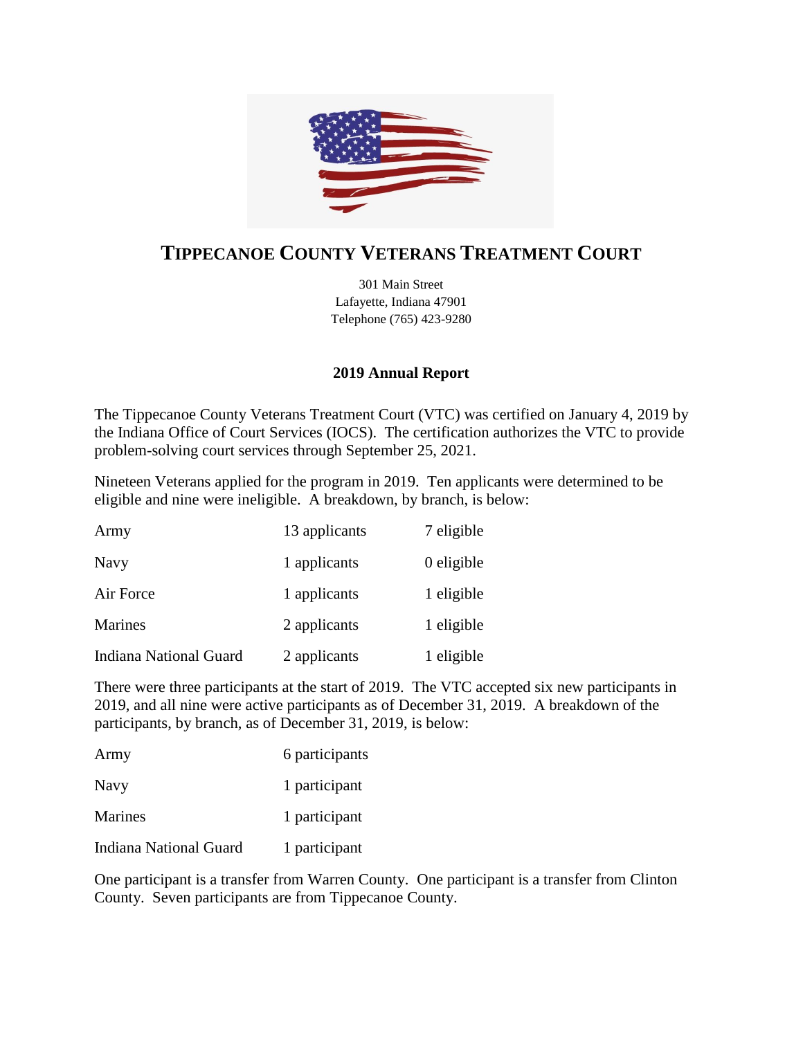# TIPPECANOE COUNTY VETERANS TREATMENT COURT

301 Main Street
Lafayette, Indiana 47901
Telephone (765) 423-9280

## 2019 Annual Report

The Tippecanoe County Veterans Treatment Court (VTC) was certified on January 4, 2019 by the Indiana Office of Court Services (IOCS). The certification authorizes the VTC to provide problem-solving court services through September 25, 2021.

Nineteen Veterans applied for the program in 2019. Ten applicants were determined to be eligible and nine were ineligible. A breakdown, by branch, is below:

| | | |
|---|---|---|
| Army | 13 applicants | 7 eligible |
| Navy | 1 applicants | 0 eligible |
| Air Force | 1 applicants | 1 eligible |
| Marines | 2 applicants | 1 eligible |
| Indiana National Guard | 2 applicants | 1 eligible |

There were three participants at the start of 2019. The VTC accepted six new participants in 2019, and all nine were active participants as of December 31, 2019. A breakdown of the participants, by branch, as of December 31, 2019, is below:

| | |
|---|---|
| Army | 6 participants |
| Navy | 1 participant |
| Marines | 1 participant |
| Indiana National Guard | 1 participant |

One participant is a transfer from Warren County. One participant is a transfer from Clinton County. Seven participants are from Tippecanoe County.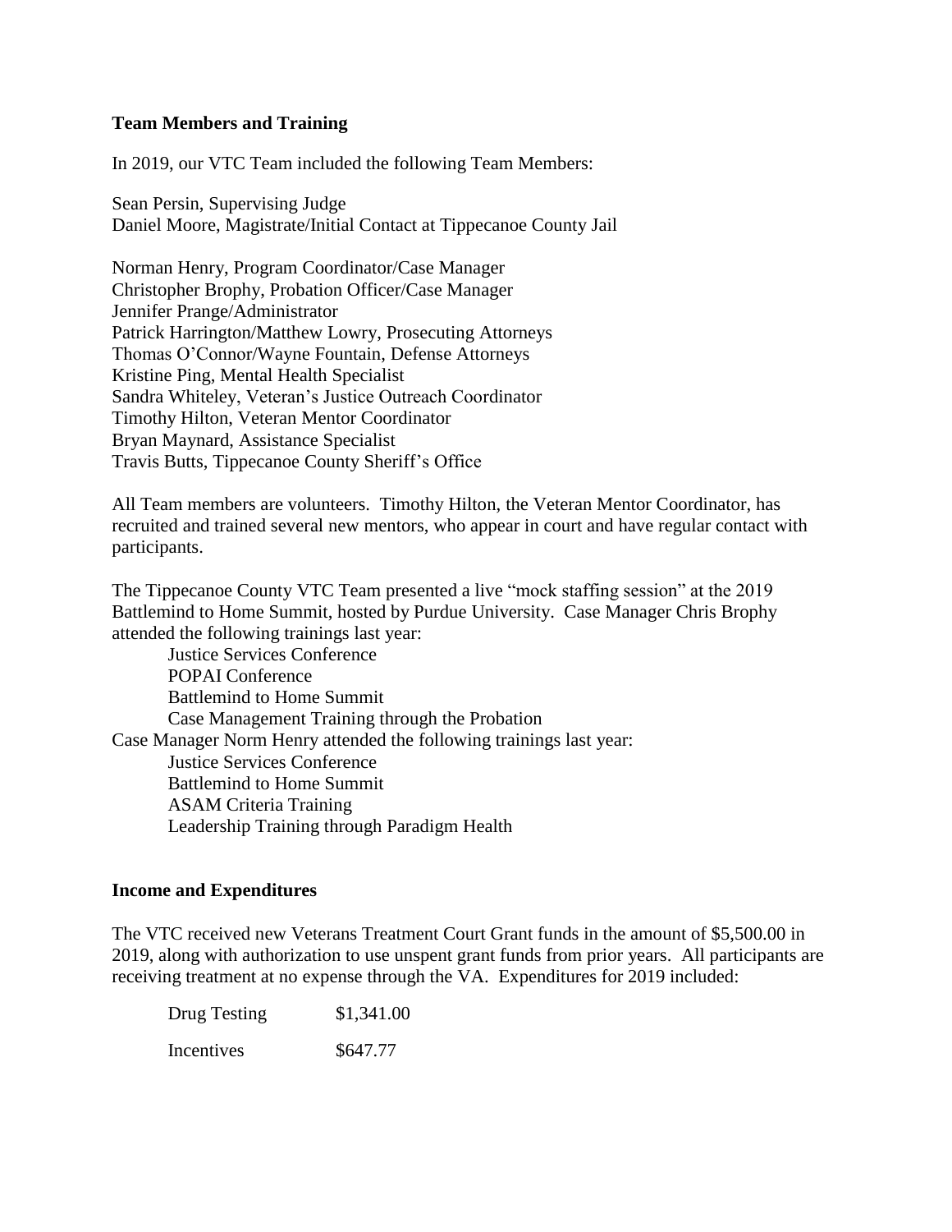**Team Members and Training**

In 2019, our VTC Team included the following Team Members:

Sean Persin, Supervising Judge  
Daniel Moore, Magistrate/Initial Contact at Tippecanoe County Jail

Norman Henry, Program Coordinator/Case Manager  
Christopher Brophy, Probation Officer/Case Manager  
Jennifer Prange/Administrator  
Patrick Harrington/Matthew Lowry, Prosecuting Attorneys  
Thomas O'Connor/Wayne Fountain, Defense Attorneys  
Kristine Ping, Mental Health Specialist  
Sandra Whiteley, Veteran's Justice Outreach Coordinator  
Timothy Hilton, Veteran Mentor Coordinator  
Bryan Maynard, Assistance Specialist  
Travis Butts, Tippecanoe County Sheriff's Office

All Team members are volunteers. Timothy Hilton, the Veteran Mentor Coordinator, has recruited and trained several new mentors, who appear in court and have regular contact with participants.

The Tippecanoe County VTC Team presented a live "mock staffing session" at the 2019 Battlemind to Home Summit, hosted by Purdue University. Case Manager Chris Brophy attended the following trainings last year:

- Justice Services Conference
- POPAI Conference
- Battlemind to Home Summit
- Case Management Training through the Probation

Case Manager Norm Henry attended the following trainings last year:

- Justice Services Conference
- Battlemind to Home Summit
- ASAM Criteria Training
- Leadership Training through Paradigm Health

**Income and Expenditures**

The VTC received new Veterans Treatment Court Grant funds in the amount of $5,500.00 in 2019, along with authorization to use unspent grant funds from prior years. All participants are receiving treatment at no expense through the VA. Expenditures for 2019 included:

| | |
|---|---|
| Drug Testing | $1,341.00 |
| Incentives | $647.77 |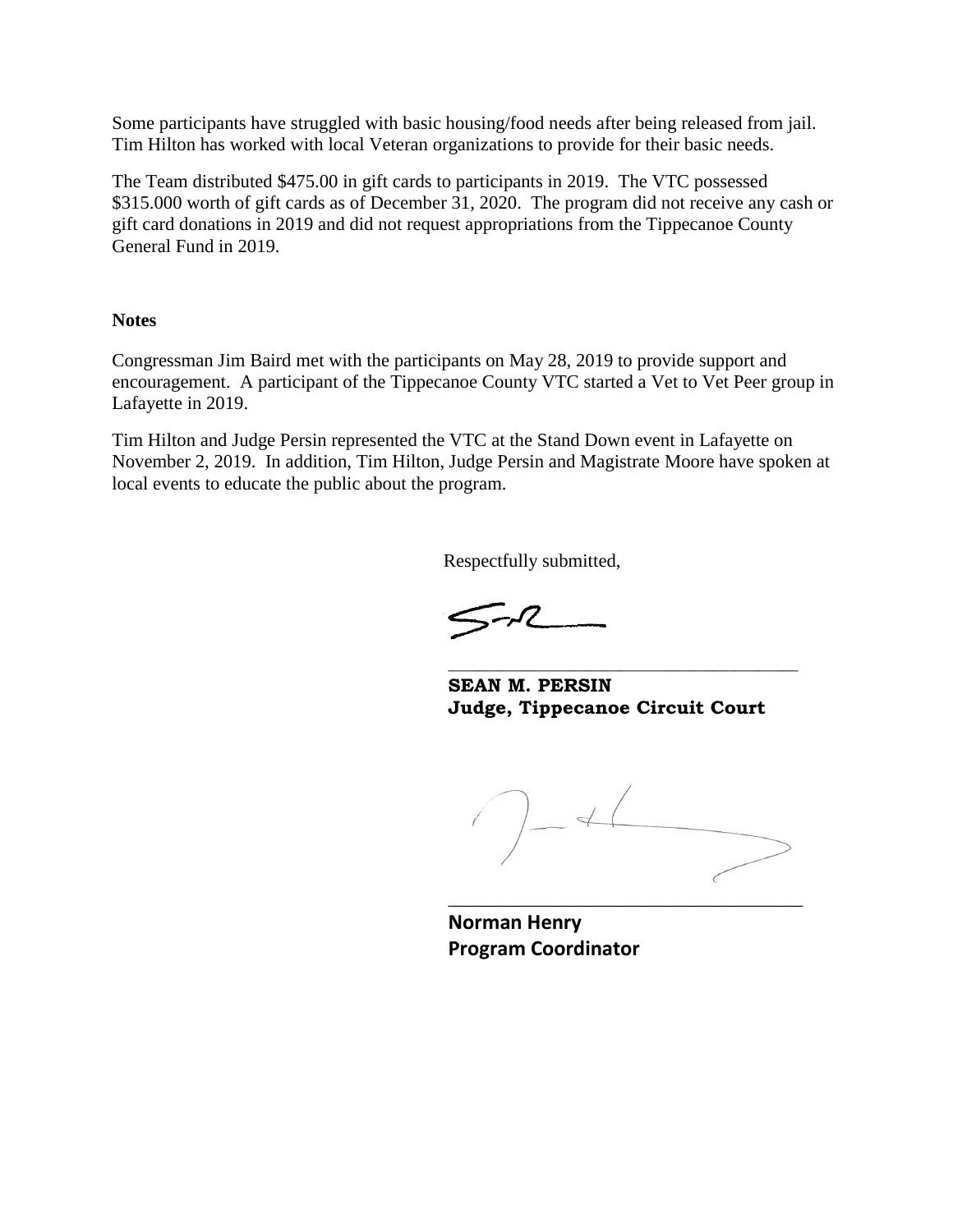Some participants have struggled with basic housing/food needs after being released from jail. Tim Hilton has worked with local Veteran organizations to provide for their basic needs.

The Team distributed $475.00 in gift cards to participants in 2019. The VTC possessed $315.000 worth of gift cards as of December 31, 2020. The program did not receive any cash or gift card donations in 2019 and did not request appropriations from the Tippecanoe County General Fund in 2019.

**Notes**

Congressman Jim Baird met with the participants on May 28, 2019 to provide support and encouragement. A participant of the Tippecanoe County VTC started a Vet to Vet Peer group in Lafayette in 2019.

Tim Hilton and Judge Persin represented the VTC at the Stand Down event in Lafayette on November 2, 2019. In addition, Tim Hilton, Judge Persin and Magistrate Moore have spoken at local events to educate the public about the program.

Respectfully submitted,

______________________________________

**SEAN M. PERSIN**
**Judge, Tippecanoe Circuit Court**

______________________________________

**Norman Henry**
**Program Coordinator**